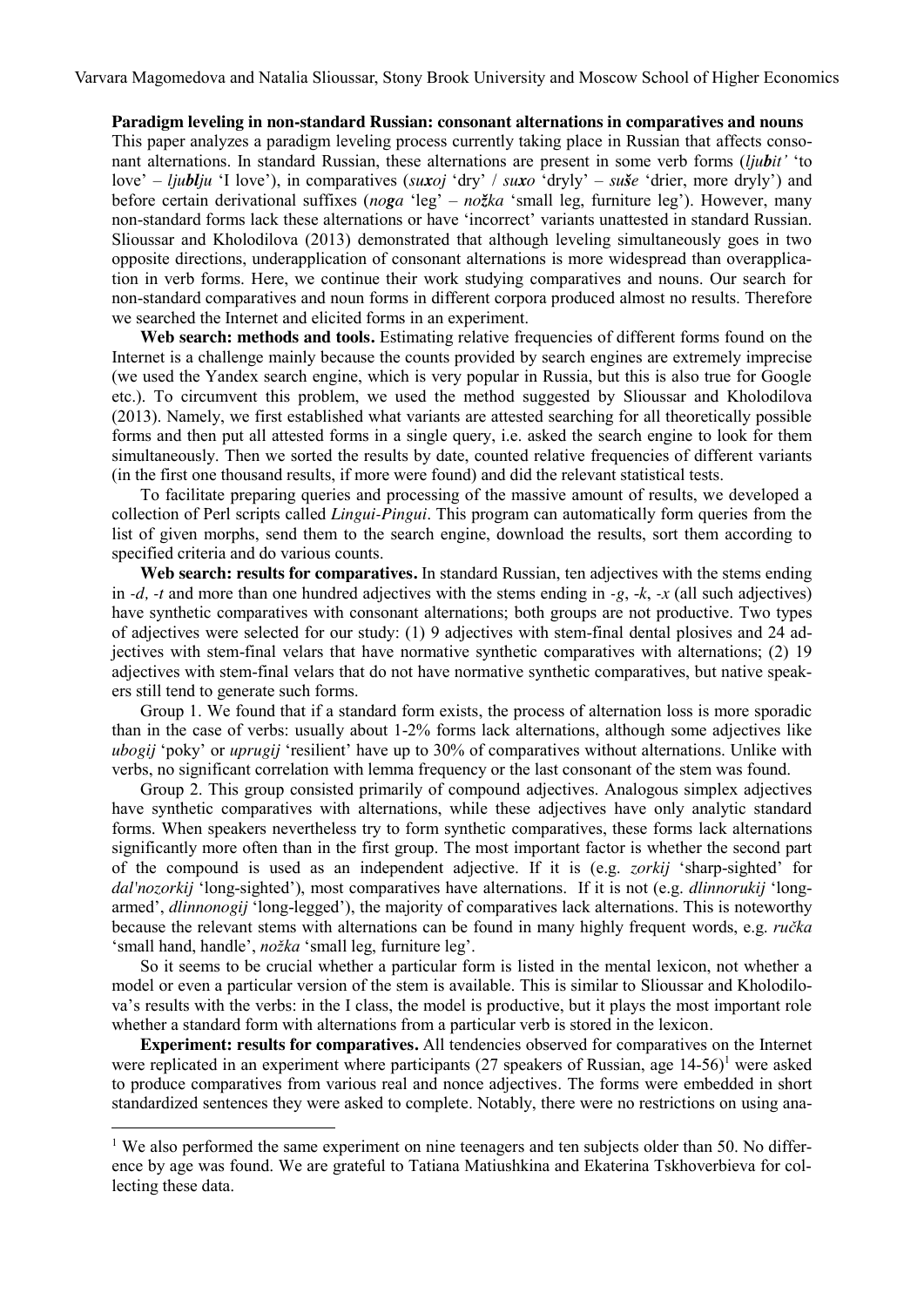Varvara Magomedova and Natalia Slioussar, Stony Brook University and Moscow School of Higher Economics

**Paradigm leveling in non-standard Russian: consonant alternations in comparatives and nouns**

This paper analyzes a paradigm leveling process currently taking place in Russian that affects consonant alternations. In standard Russian, these alternations are present in some verb forms (*lju**b**it'* 'to love' – *lju**bl**ju* 'I love'), in comparatives (*su**x**oj* 'dry' / *su**x**o* 'dryly' – *su**š**e* 'drier, more dryly') and before certain derivational suffixes (*no**g**a* 'leg' – *no**ž**ka* 'small leg, furniture leg'). However, many non-standard forms lack these alternations or have 'incorrect' variants unattested in standard Russian. Slioussar and Kholodilova (2013) demonstrated that although leveling simultaneously goes in two opposite directions, underapplication of consonant alternations is more widespread than overapplication in verb forms. Here, we continue their work studying comparatives and nouns. Our search for non-standard comparatives and noun forms in different corpora produced almost no results. Therefore we searched the Internet and elicited forms in an experiment.

**Web search: methods and tools.** Estimating relative frequencies of different forms found on the Internet is a challenge mainly because the counts provided by search engines are extremely imprecise (we used the Yandex search engine, which is very popular in Russia, but this is also true for Google etc.). To circumvent this problem, we used the method suggested by Slioussar and Kholodilova (2013). Namely, we first established what variants are attested searching for all theoretically possible forms and then put all attested forms in a single query, i.e. asked the search engine to look for them simultaneously. Then we sorted the results by date, counted relative frequencies of different variants (in the first one thousand results, if more were found) and did the relevant statistical tests.

To facilitate preparing queries and processing of the massive amount of results, we developed a collection of Perl scripts called *Lingui-Pingui*. This program can automatically form queries from the list of given morphs, send them to the search engine, download the results, sort them according to specified criteria and do various counts.

**Web search: results for comparatives.** In standard Russian, ten adjectives with the stems ending in *-d*, *-t* and more than one hundred adjectives with the stems ending in *-g*, *-k*, *-x* (all such adjectives) have synthetic comparatives with consonant alternations; both groups are not productive. Two types of adjectives were selected for our study: (1) 9 adjectives with stem-final dental plosives and 24 adjectives with stem-final velars that have normative synthetic comparatives with alternations; (2) 19 adjectives with stem-final velars that do not have normative synthetic comparatives, but native speakers still tend to generate such forms.

Group 1. We found that if a standard form exists, the process of alternation loss is more sporadic than in the case of verbs: usually about 1-2% forms lack alternations, although some adjectives like *ubogij* 'poky' or *uprugij* 'resilient' have up to 30% of comparatives without alternations. Unlike with verbs, no significant correlation with lemma frequency or the last consonant of the stem was found.

Group 2. This group consisted primarily of compound adjectives. Analogous simplex adjectives have synthetic comparatives with alternations, while these adjectives have only analytic standard forms. When speakers nevertheless try to form synthetic comparatives, these forms lack alternations significantly more often than in the first group. The most important factor is whether the second part of the compound is used as an independent adjective. If it is (e.g. *zorkij* 'sharp-sighted' for *dal'nozorkij* 'long-sighted'), most comparatives have alternations. If it is not (e.g. *dlinnorukij* 'long-armed', *dlinnonogij* 'long-legged'), the majority of comparatives lack alternations. This is noteworthy because the relevant stems with alternations can be found in many highly frequent words, e.g. *ručka* 'small hand, handle', *nožka* 'small leg, furniture leg'.

So it seems to be crucial whether a particular form is listed in the mental lexicon, not whether a model or even a particular version of the stem is available. This is similar to Slioussar and Kholodilova's results with the verbs: in the I class, the model is productive, but it plays the most important role whether a standard form with alternations from a particular verb is stored in the lexicon.

**Experiment: results for comparatives.** All tendencies observed for comparatives on the Internet were replicated in an experiment where participants (27 speakers of Russian, age 14-56)[1] were asked to produce comparatives from various real and nonce adjectives. The forms were embedded in short standardized sentences they were asked to complete. Notably, there were no restrictions on using ana-

[1] We also performed the same experiment on nine teenagers and ten subjects older than 50. No difference by age was found. We are grateful to Tatiana Matiushkina and Ekaterina Tskhoverbieva for collecting these data.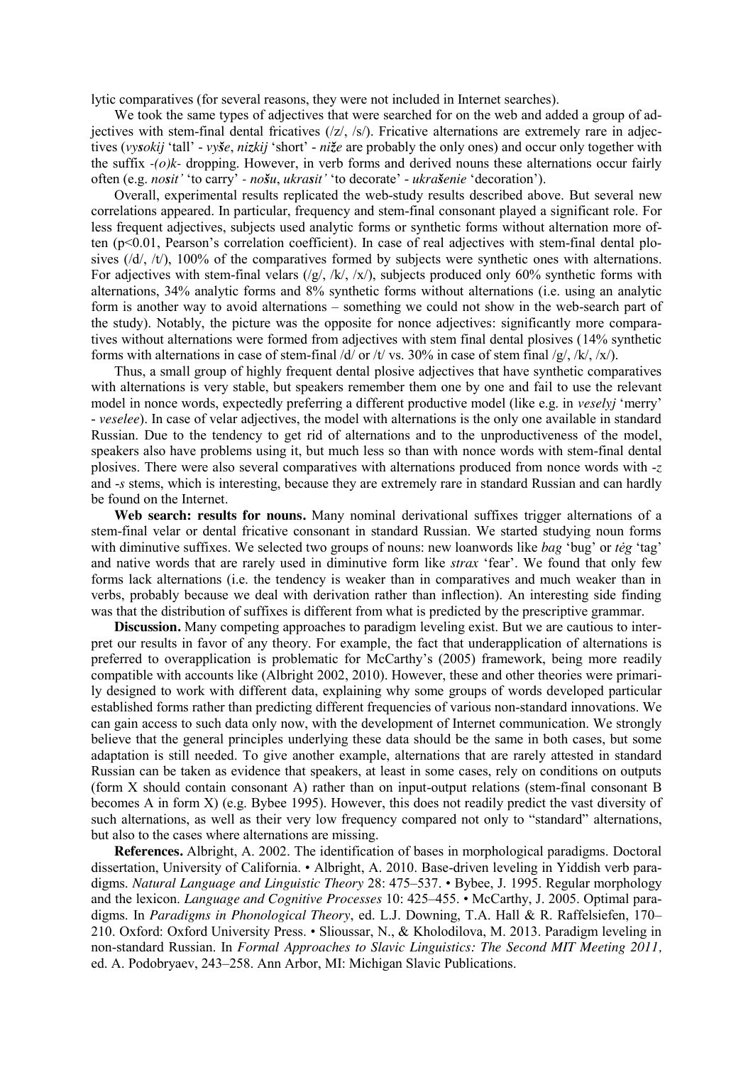lytic comparatives (for several reasons, they were not included in Internet searches).

We took the same types of adjectives that were searched for on the web and added a group of adjectives with stem-final dental fricatives (/z/, /s/). Fricative alternations are extremely rare in adjectives (*vysokij* 'tall' - *vyše*, *nizkij* 'short' - *niže* are probably the only ones) and occur only together with the suffix *-(o)k-* dropping. However, in verb forms and derived nouns these alternations occur fairly often (e.g. *nosit'* 'to carry' - *nošu*, *ukrasit'* 'to decorate' - *ukrašenie* 'decoration').

Overall, experimental results replicated the web-study results described above. But several new correlations appeared. In particular, frequency and stem-final consonant played a significant role. For less frequent adjectives, subjects used analytic forms or synthetic forms without alternation more often ($p<0.01$, Pearson's correlation coefficient). In case of real adjectives with stem-final dental plosives (/d/, /t/), 100% of the comparatives formed by subjects were synthetic ones with alternations. For adjectives with stem-final velars (/g/, /k/, /x/), subjects produced only 60% synthetic forms with alternations, 34% analytic forms and 8% synthetic forms without alternations (i.e. using an analytic form is another way to avoid alternations – something we could not show in the web-search part of the study). Notably, the picture was the opposite for nonce adjectives: significantly more comparatives without alternations were formed from adjectives with stem final dental plosives (14% synthetic forms with alternations in case of stem-final /d/ or /t/ vs. 30% in case of stem final /g/, /k/, /x/).

Thus, a small group of highly frequent dental plosive adjectives that have synthetic comparatives with alternations is very stable, but speakers remember them one by one and fail to use the relevant model in nonce words, expectedly preferring a different productive model (like e.g. in *veselyj* 'merry' - *veselee*). In case of velar adjectives, the model with alternations is the only one available in standard Russian. Due to the tendency to get rid of alternations and to the unproductiveness of the model, speakers also have problems using it, but much less so than with nonce words with stem-final dental plosives. There were also several comparatives with alternations produced from nonce words with *-z* and *-s* stems, which is interesting, because they are extremely rare in standard Russian and can hardly be found on the Internet.

**Web search: results for nouns.** Many nominal derivational suffixes trigger alternations of a stem-final velar or dental fricative consonant in standard Russian. We started studying noun forms with diminutive suffixes. We selected two groups of nouns: new loanwords like *bag* 'bug' or *tėg* 'tag' and native words that are rarely used in diminutive form like *strax* 'fear'. We found that only few forms lack alternations (i.e. the tendency is weaker than in comparatives and much weaker than in verbs, probably because we deal with derivation rather than inflection). An interesting side finding was that the distribution of suffixes is different from what is predicted by the prescriptive grammar.

**Discussion.** Many competing approaches to paradigm leveling exist. But we are cautious to interpret our results in favor of any theory. For example, the fact that underapplication of alternations is preferred to overapplication is problematic for McCarthy's (2005) framework, being more readily compatible with accounts like (Albright 2002, 2010). However, these and other theories were primarily designed to work with different data, explaining why some groups of words developed particular established forms rather than predicting different frequencies of various non-standard innovations. We can gain access to such data only now, with the development of Internet communication. We strongly believe that the general principles underlying these data should be the same in both cases, but some adaptation is still needed. To give another example, alternations that are rarely attested in standard Russian can be taken as evidence that speakers, at least in some cases, rely on conditions on outputs (form X should contain consonant A) rather than on input-output relations (stem-final consonant B becomes A in form X) (e.g. Bybee 1995). However, this does not readily predict the vast diversity of such alternations, as well as their very low frequency compared not only to "standard" alternations, but also to the cases where alternations are missing.

**References.** Albright, A. 2002. The identification of bases in morphological paradigms. Doctoral dissertation, University of California. • Albright, A. 2010. Base-driven leveling in Yiddish verb paradigms. *Natural Language and Linguistic Theory* 28: 475–537. • Bybee, J. 1995. Regular morphology and the lexicon. *Language and Cognitive Processes* 10: 425–455. • McCarthy, J. 2005. Optimal paradigms. In *Paradigms in Phonological Theory*, ed. L.J. Downing, T.A. Hall & R. Raffelsiefen, 170–210. Oxford: Oxford University Press. • Slioussar, N., & Kholodilova, M. 2013. Paradigm leveling in non-standard Russian. In *Formal Approaches to Slavic Linguistics: The Second MIT Meeting 2011,* ed. A. Podobryaev, 243–258. Ann Arbor, MI: Michigan Slavic Publications.